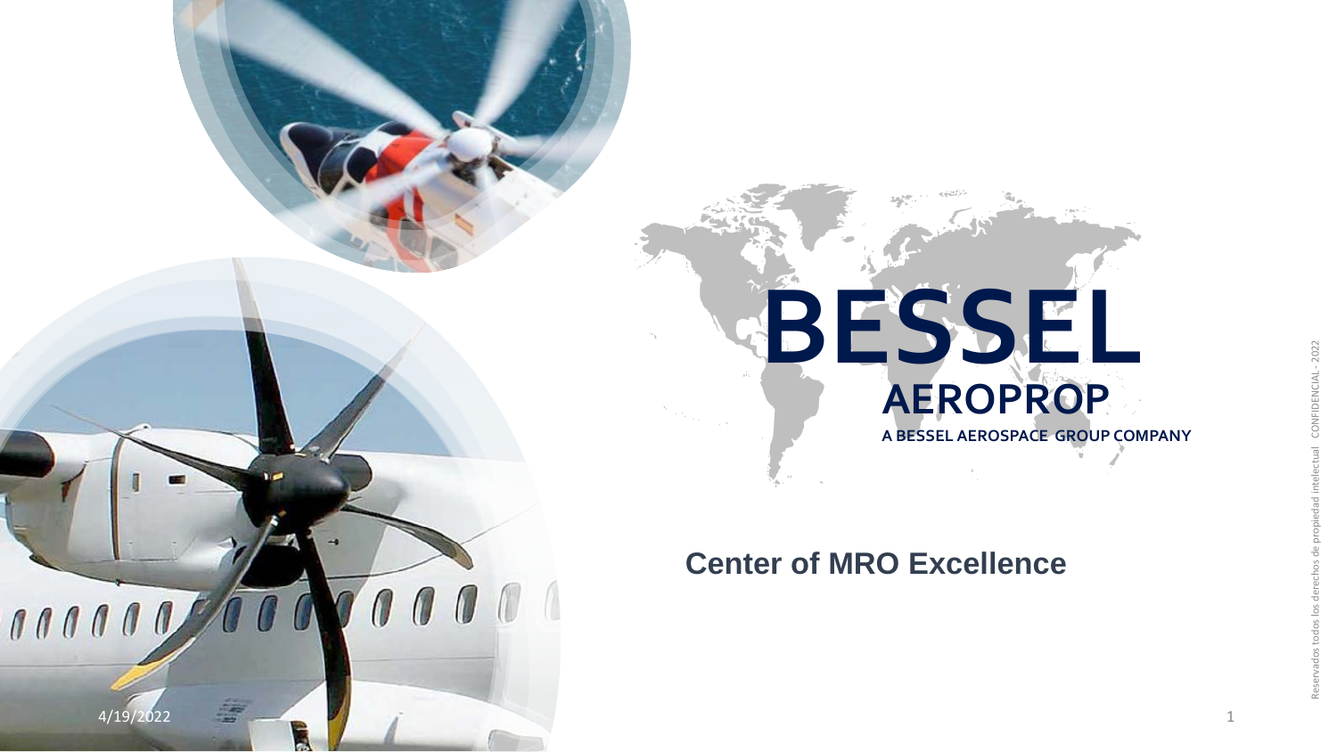# BESSEL

## AEROPROP

A BESSEL AEROSPACE GROUP COMPANY

## Center of MRO Excellence

4/19/2022

Reservados todos los derechos de propiedad intelectual CONFIDENCIAL - 2022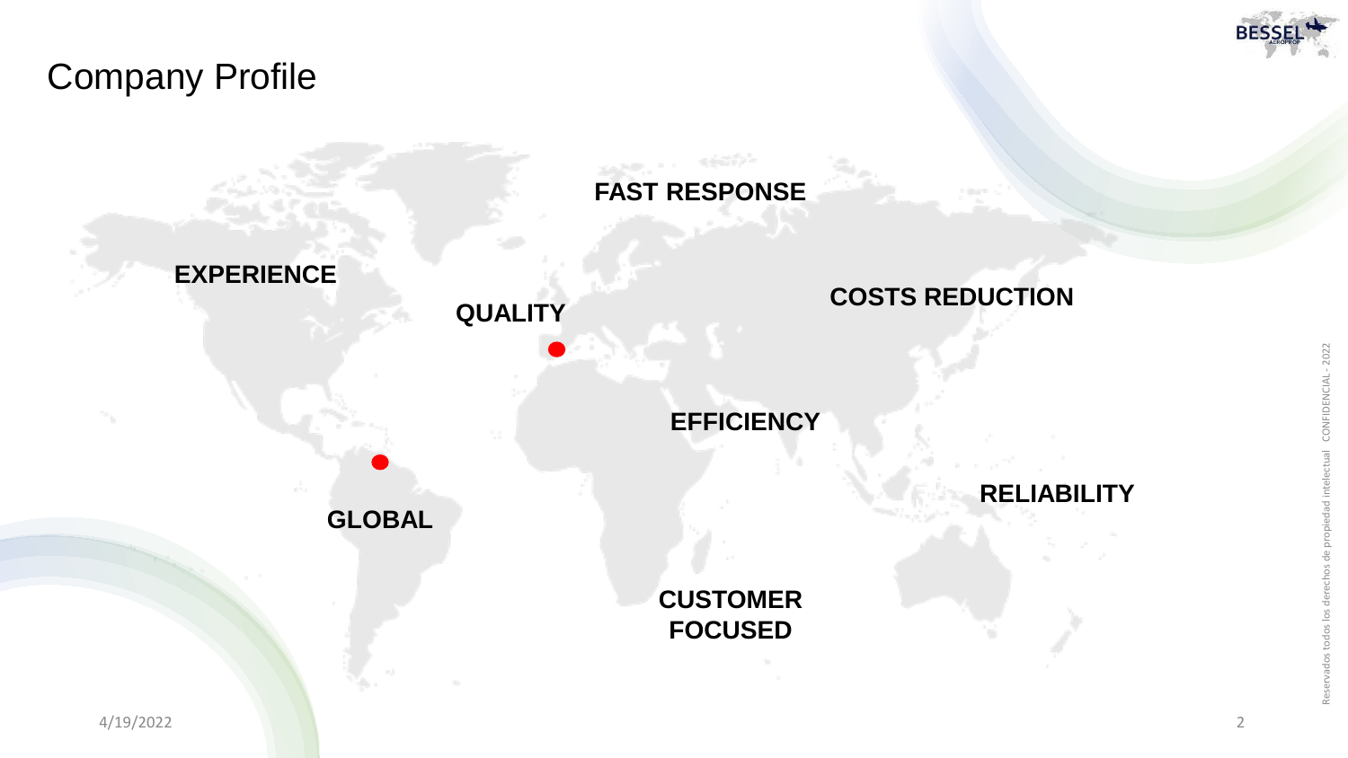# Company Profile

FAST RESPONSE

EXPERIENCE

QUALITY

COSTS REDUCTION

EFFICIENCY

GLOBAL

RELIABILITY

CUSTOMER FOCUSED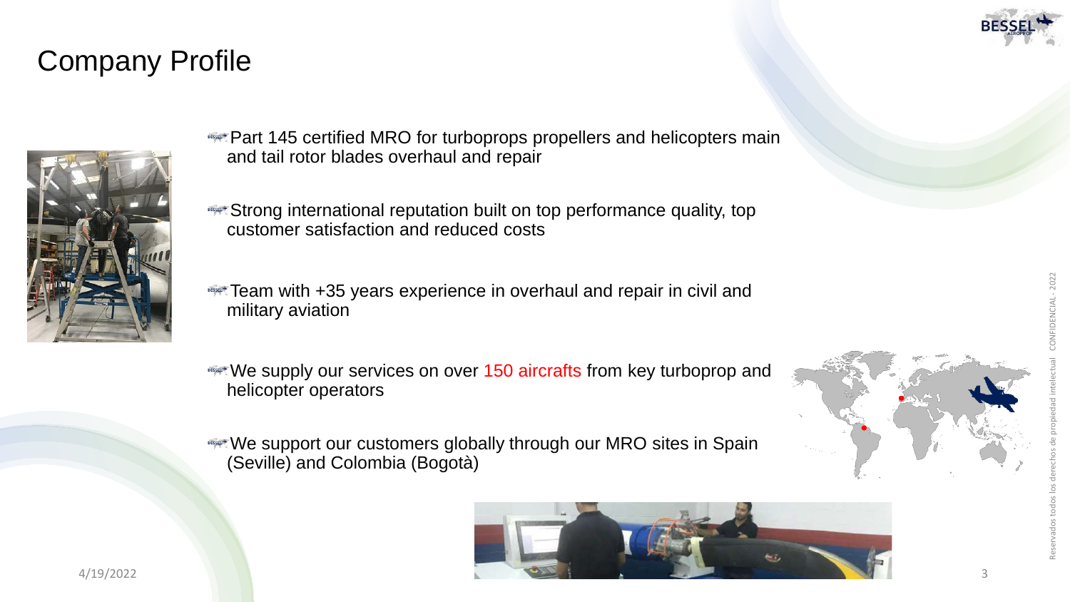# Company Profile

- Part 145 certified MRO for turboprops propellers and helicopters main and tail rotor blades overhaul and repair
- Strong international reputation built on top performance quality, top customer satisfaction and reduced costs
- Team with +35 years experience in overhaul and repair in civil and military aviation
- We supply our services on over 150 aircrafts from key turboprop and helicopter operators
- We support our customers globally through our MRO sites in Spain (Seville) and Colombia (Bogotà)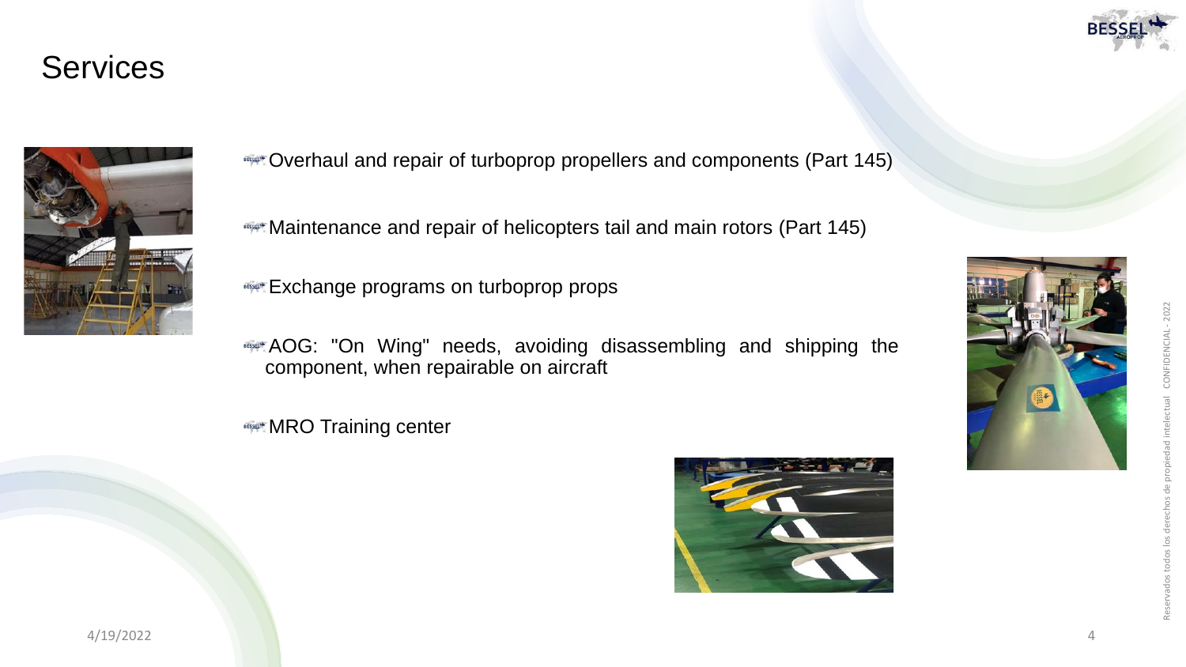# Services

- Overhaul and repair of turboprop propellers and components (Part 145)
- Maintenance and repair of helicopters tail and main rotors (Part 145)
- Exchange programs on turboprop props
- AOG: "On Wing" needs, avoiding disassembling and shipping the component, when repairable on aircraft
- MRO Training center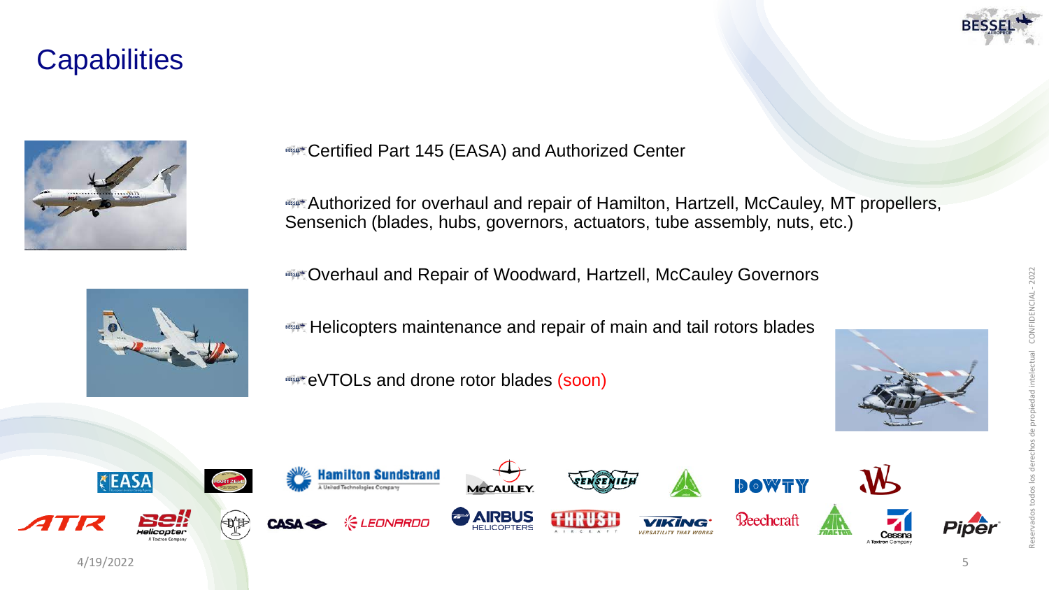# Capabilities

- Certified Part 145 (EASA) and Authorized Center
- Authorized for overhaul and repair of Hamilton, Hartzell, McCauley, MT propellers, Sensenich (blades, hubs, governors, actuators, tube assembly, nuts, etc.)
- Overhaul and Repair of Woodward, Hartzell, McCauley Governors
- Helicopters maintenance and repair of main and tail rotors blades
- eVTOLs and drone rotor blades (soon)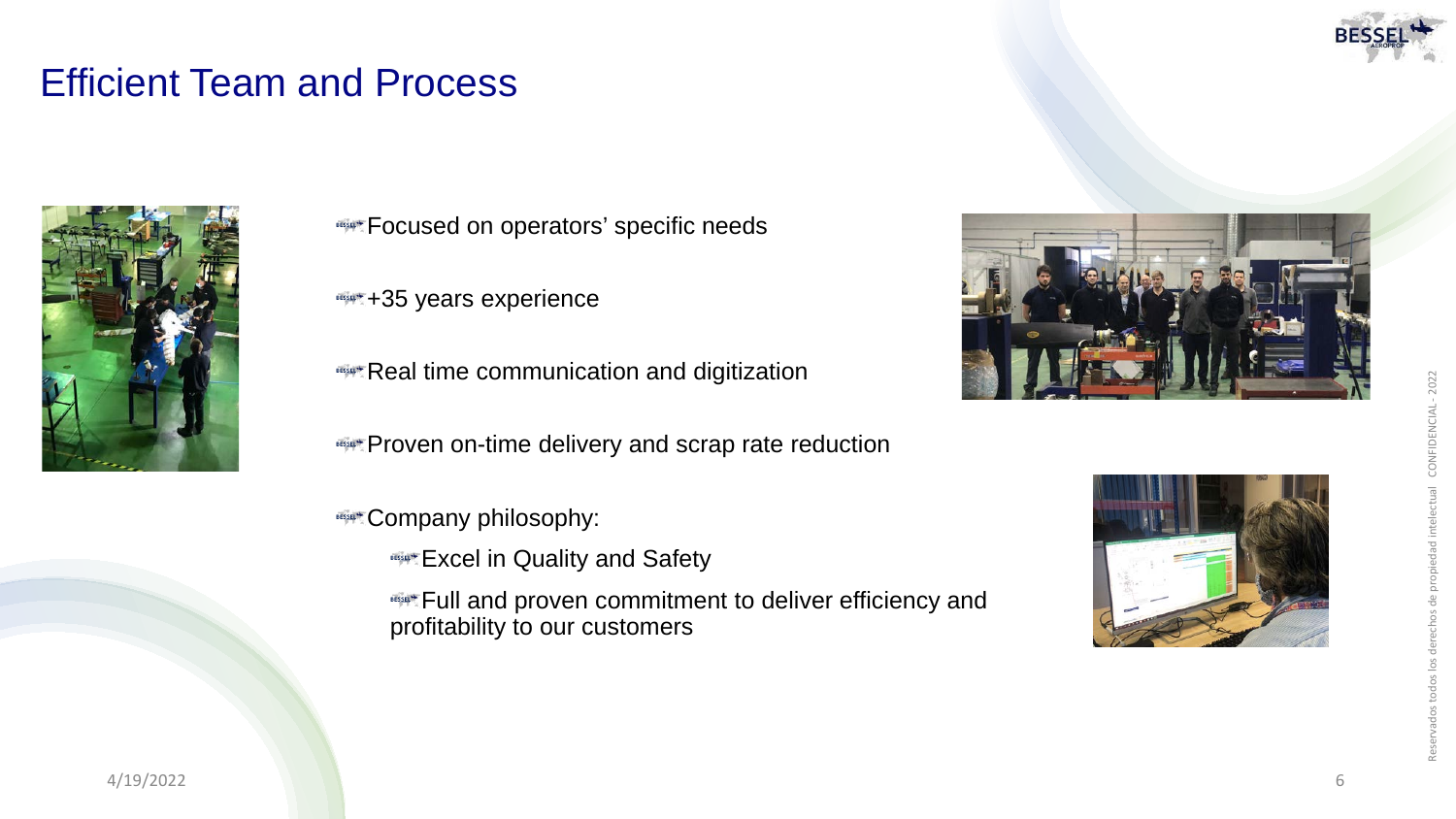# Efficient Team and Process

- Focused on operators' specific needs
- +35 years experience
- Real time communication and digitization
- Proven on-time delivery and scrap rate reduction
- Company philosophy:
  - Excel in Quality and Safety
  - Full and proven commitment to deliver efficiency and profitability to our customers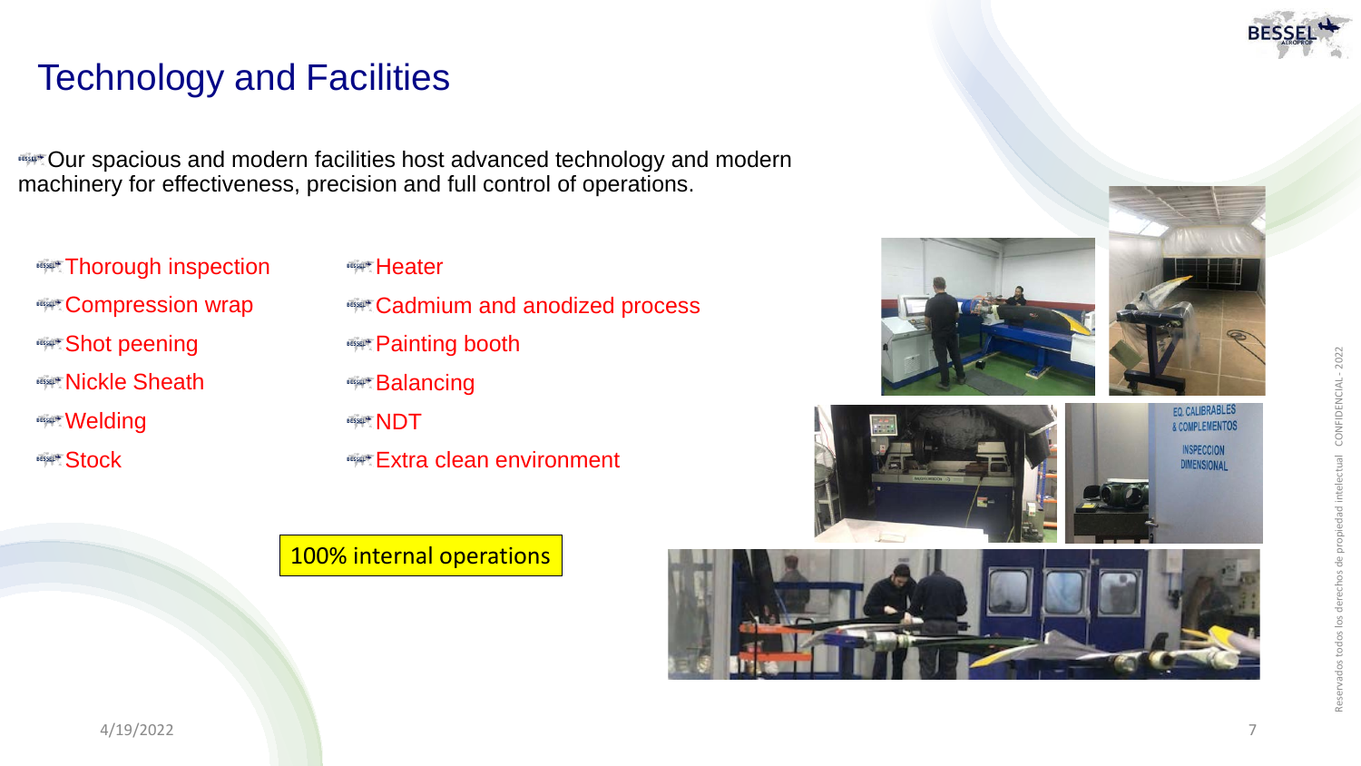# Technology and Facilities

Our spacious and modern facilities host advanced technology and modern machinery for effectiveness, precision and full control of operations.

- Thorough inspection
- Compression wrap
- Shot peening
- Nickle Sheath
- Welding
- Stock
- Heater
- Cadmium and anodized process
- Painting booth
- Balancing
- NDT
- Extra clean environment

100% internal operations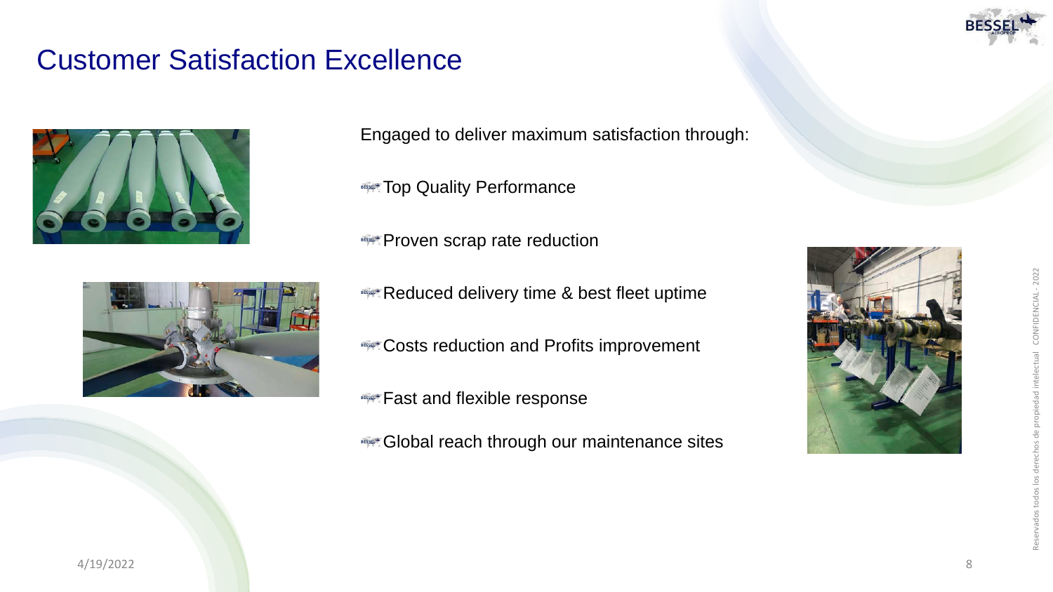# Customer Satisfaction Excellence

Engaged to deliver maximum satisfaction through:

- Top Quality Performance
- Proven scrap rate reduction
- Reduced delivery time & best fleet uptime
- Costs reduction and Profits improvement
- Fast and flexible response
- Global reach through our maintenance sites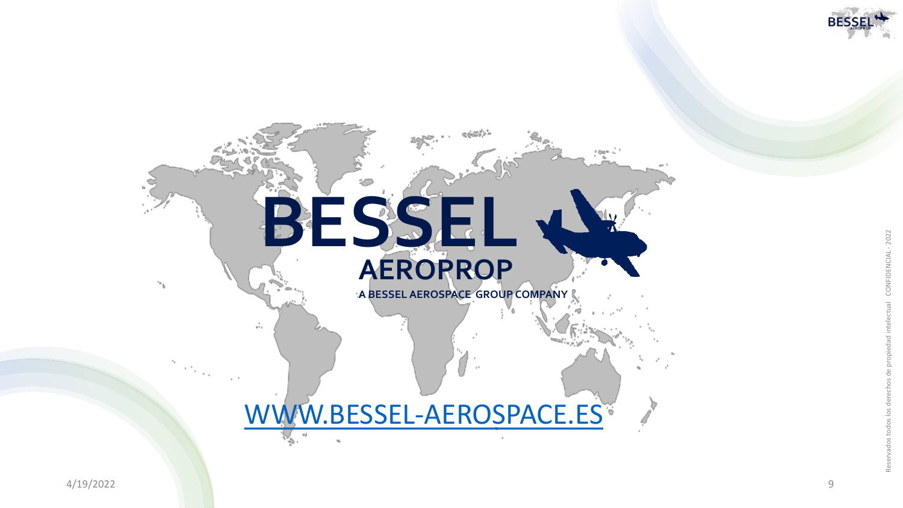# BESSEL

## AEROPROP

**A BESSEL AEROSPACE GROUP COMPANY**

[WWW.BESSEL-AEROSPACE.ES](http://WWW.BESSEL-AEROSPACE.ES)